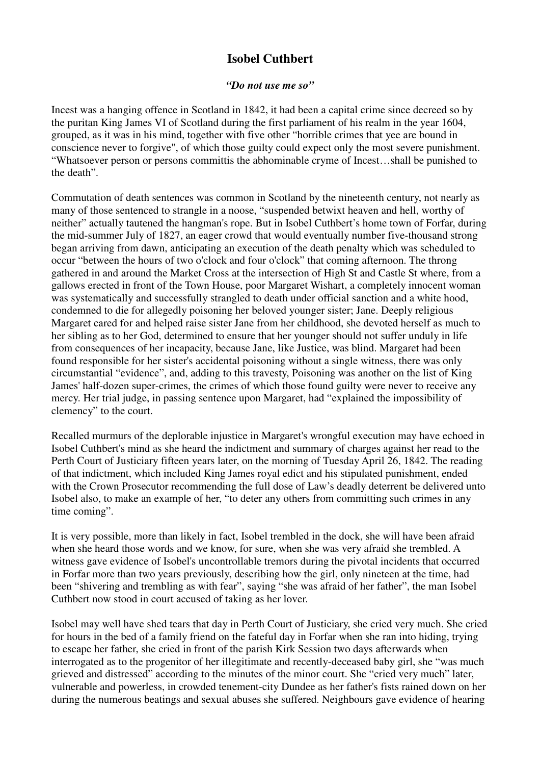# Isobel Cuthbert

***"Do not use me so"***

Incest was a hanging offence in Scotland in 1842, it had been a capital crime since decreed so by the puritan King James VI of Scotland during the first parliament of his realm in the year 1604, grouped, as it was in his mind, together with five other "horrible crimes that yee are bound in conscience never to forgive", of which those guilty could expect only the most severe punishment. "Whatsoever person or persons committis the abhominable cryme of Incest…shall be punished to the death".

Commutation of death sentences was common in Scotland by the nineteenth century, not nearly as many of those sentenced to strangle in a noose, "suspended betwixt heaven and hell, worthy of neither" actually tautened the hangman's rope. But in Isobel Cuthbert's home town of Forfar, during the mid-summer July of 1827, an eager crowd that would eventually number five-thousand strong began arriving from dawn, anticipating an execution of the death penalty which was scheduled to occur "between the hours of two o'clock and four o'clock" that coming afternoon. The throng gathered in and around the Market Cross at the intersection of High St and Castle St where, from a gallows erected in front of the Town House, poor Margaret Wishart, a completely innocent woman was systematically and successfully strangled to death under official sanction and a white hood, condemned to die for allegedly poisoning her beloved younger sister; Jane. Deeply religious Margaret cared for and helped raise sister Jane from her childhood, she devoted herself as much to her sibling as to her God, determined to ensure that her younger should not suffer unduly in life from consequences of her incapacity, because Jane, like Justice, was blind. Margaret had been found responsible for her sister's accidental poisoning without a single witness, there was only circumstantial "evidence", and, adding to this travesty, Poisoning was another on the list of King James' half-dozen super-crimes, the crimes of which those found guilty were never to receive any mercy. Her trial judge, in passing sentence upon Margaret, had "explained the impossibility of clemency" to the court.

Recalled murmurs of the deplorable injustice in Margaret's wrongful execution may have echoed in Isobel Cuthbert's mind as she heard the indictment and summary of charges against her read to the Perth Court of Justiciary fifteen years later, on the morning of Tuesday April 26, 1842. The reading of that indictment, which included King James royal edict and his stipulated punishment, ended with the Crown Prosecutor recommending the full dose of Law's deadly deterrent be delivered unto Isobel also, to make an example of her, "to deter any others from committing such crimes in any time coming".

It is very possible, more than likely in fact, Isobel trembled in the dock, she will have been afraid when she heard those words and we know, for sure, when she was very afraid she trembled. A witness gave evidence of Isobel's uncontrollable tremors during the pivotal incidents that occurred in Forfar more than two years previously, describing how the girl, only nineteen at the time, had been "shivering and trembling as with fear", saying "she was afraid of her father", the man Isobel Cuthbert now stood in court accused of taking as her lover.

Isobel may well have shed tears that day in Perth Court of Justiciary, she cried very much. She cried for hours in the bed of a family friend on the fateful day in Forfar when she ran into hiding, trying to escape her father, she cried in front of the parish Kirk Session two days afterwards when interrogated as to the progenitor of her illegitimate and recently-deceased baby girl, she "was much grieved and distressed" according to the minutes of the minor court. She "cried very much" later, vulnerable and powerless, in crowded tenement-city Dundee as her father's fists rained down on her during the numerous beatings and sexual abuses she suffered. Neighbours gave evidence of hearing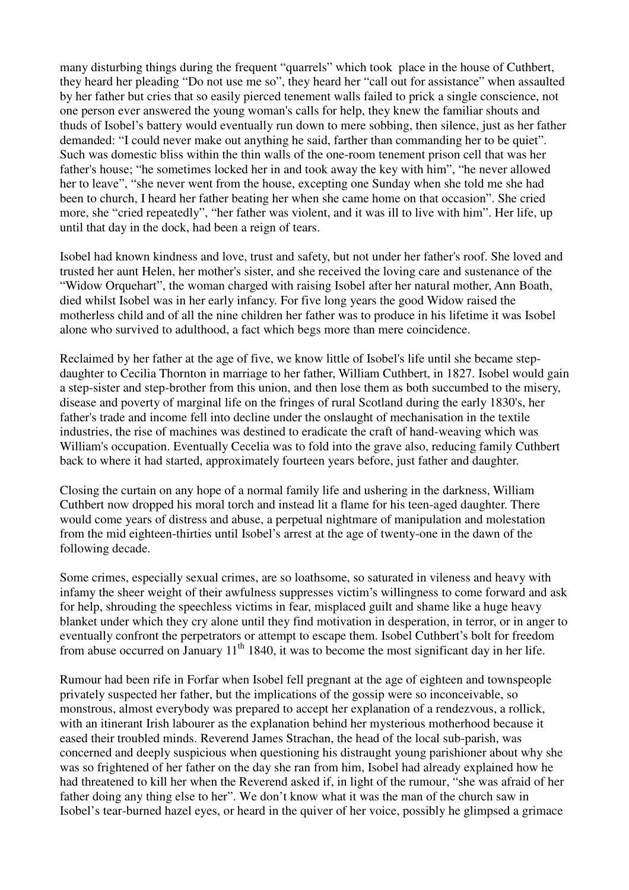many disturbing things during the frequent "quarrels" which took place in the house of Cuthbert, they heard her pleading "Do not use me so", they heard her "call out for assistance" when assaulted by her father but cries that so easily pierced tenement walls failed to prick a single conscience, not one person ever answered the young woman's calls for help, they knew the familiar shouts and thuds of Isobel's battery would eventually run down to mere sobbing, then silence, just as her father demanded: "I could never make out anything he said, farther than commanding her to be quiet". Such was domestic bliss within the thin walls of the one-room tenement prison cell that was her father's house; "he sometimes locked her in and took away the key with him", "he never allowed her to leave", "she never went from the house, excepting one Sunday when she told me she had been to church, I heard her father beating her when she came home on that occasion". She cried more, she "cried repeatedly", "her father was violent, and it was ill to live with him". Her life, up until that day in the dock, had been a reign of tears.

Isobel had known kindness and love, trust and safety, but not under her father's roof. She loved and trusted her aunt Helen, her mother's sister, and she received the loving care and sustenance of the "Widow Orquehart", the woman charged with raising Isobel after her natural mother, Ann Boath, died whilst Isobel was in her early infancy. For five long years the good Widow raised the motherless child and of all the nine children her father was to produce in his lifetime it was Isobel alone who survived to adulthood, a fact which begs more than mere coincidence.

Reclaimed by her father at the age of five, we know little of Isobel's life until she became step-daughter to Cecilia Thornton in marriage to her father, William Cuthbert, in 1827. Isobel would gain a step-sister and step-brother from this union, and then lose them as both succumbed to the misery, disease and poverty of marginal life on the fringes of rural Scotland during the early 1830's, her father's trade and income fell into decline under the onslaught of mechanisation in the textile industries, the rise of machines was destined to eradicate the craft of hand-weaving which was William's occupation. Eventually Cecelia was to fold into the grave also, reducing family Cuthbert back to where it had started, approximately fourteen years before, just father and daughter.

Closing the curtain on any hope of a normal family life and ushering in the darkness, William Cuthbert now dropped his moral torch and instead lit a flame for his teen-aged daughter. There would come years of distress and abuse, a perpetual nightmare of manipulation and molestation from the mid eighteen-thirties until Isobel's arrest at the age of twenty-one in the dawn of the following decade.

Some crimes, especially sexual crimes, are so loathsome, so saturated in vileness and heavy with infamy the sheer weight of their awfulness suppresses victim's willingness to come forward and ask for help, shrouding the speechless victims in fear, misplaced guilt and shame like a huge heavy blanket under which they cry alone until they find motivation in desperation, in terror, or in anger to eventually confront the perpetrators or attempt to escape them. Isobel Cuthbert's bolt for freedom from abuse occurred on January 11th 1840, it was to become the most significant day in her life.

Rumour had been rife in Forfar when Isobel fell pregnant at the age of eighteen and townspeople privately suspected her father, but the implications of the gossip were so inconceivable, so monstrous, almost everybody was prepared to accept her explanation of a rendezvous, a rollick, with an itinerant Irish labourer as the explanation behind her mysterious motherhood because it eased their troubled minds. Reverend James Strachan, the head of the local sub-parish, was concerned and deeply suspicious when questioning his distraught young parishioner about why she was so frightened of her father on the day she ran from him, Isobel had already explained how he had threatened to kill her when the Reverend asked if, in light of the rumour, "she was afraid of her father doing any thing else to her". We don't know what it was the man of the church saw in Isobel's tear-burned hazel eyes, or heard in the quiver of her voice, possibly he glimpsed a grimace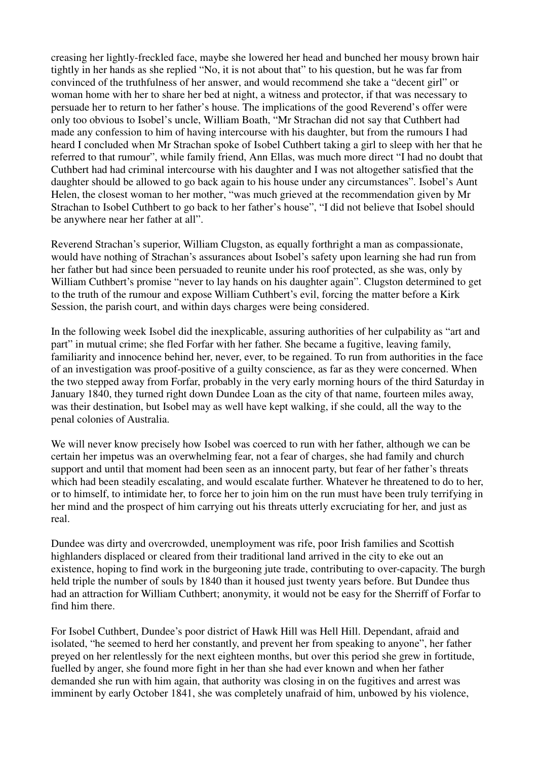creasing her lightly-freckled face, maybe she lowered her head and bunched her mousy brown hair tightly in her hands as she replied "No, it is not about that" to his question, but he was far from convinced of the truthfulness of her answer, and would recommend she take a "decent girl" or woman home with her to share her bed at night, a witness and protector, if that was necessary to persuade her to return to her father's house. The implications of the good Reverend's offer were only too obvious to Isobel's uncle, William Boath, "Mr Strachan did not say that Cuthbert had made any confession to him of having intercourse with his daughter, but from the rumours I had heard I concluded when Mr Strachan spoke of Isobel Cuthbert taking a girl to sleep with her that he referred to that rumour", while family friend, Ann Ellas, was much more direct "I had no doubt that Cuthbert had had criminal intercourse with his daughter and I was not altogether satisfied that the daughter should be allowed to go back again to his house under any circumstances". Isobel's Aunt Helen, the closest woman to her mother, "was much grieved at the recommendation given by Mr Strachan to Isobel Cuthbert to go back to her father's house", "I did not believe that Isobel should be anywhere near her father at all".

Reverend Strachan's superior, William Clugston, as equally forthright a man as compassionate, would have nothing of Strachan's assurances about Isobel's safety upon learning she had run from her father but had since been persuaded to reunite under his roof protected, as she was, only by William Cuthbert's promise "never to lay hands on his daughter again". Clugston determined to get to the truth of the rumour and expose William Cuthbert's evil, forcing the matter before a Kirk Session, the parish court, and within days charges were being considered.

In the following week Isobel did the inexplicable, assuring authorities of her culpability as "art and part" in mutual crime; she fled Forfar with her father. She became a fugitive, leaving family, familiarity and innocence behind her, never, ever, to be regained. To run from authorities in the face of an investigation was proof-positive of a guilty conscience, as far as they were concerned. When the two stepped away from Forfar, probably in the very early morning hours of the third Saturday in January 1840, they turned right down Dundee Loan as the city of that name, fourteen miles away, was their destination, but Isobel may as well have kept walking, if she could, all the way to the penal colonies of Australia.

We will never know precisely how Isobel was coerced to run with her father, although we can be certain her impetus was an overwhelming fear, not a fear of charges, she had family and church support and until that moment had been seen as an innocent party, but fear of her father's threats which had been steadily escalating, and would escalate further. Whatever he threatened to do to her, or to himself, to intimidate her, to force her to join him on the run must have been truly terrifying in her mind and the prospect of him carrying out his threats utterly excruciating for her, and just as real.

Dundee was dirty and overcrowded, unemployment was rife, poor Irish families and Scottish highlanders displaced or cleared from their traditional land arrived in the city to eke out an existence, hoping to find work in the burgeoning jute trade, contributing to over-capacity. The burgh held triple the number of souls by 1840 than it housed just twenty years before. But Dundee thus had an attraction for William Cuthbert; anonymity, it would not be easy for the Sherriff of Forfar to find him there.

For Isobel Cuthbert, Dundee's poor district of Hawk Hill was Hell Hill. Dependant, afraid and isolated, "he seemed to herd her constantly, and prevent her from speaking to anyone", her father preyed on her relentlessly for the next eighteen months, but over this period she grew in fortitude, fuelled by anger, she found more fight in her than she had ever known and when her father demanded she run with him again, that authority was closing in on the fugitives and arrest was imminent by early October 1841, she was completely unafraid of him, unbowed by his violence,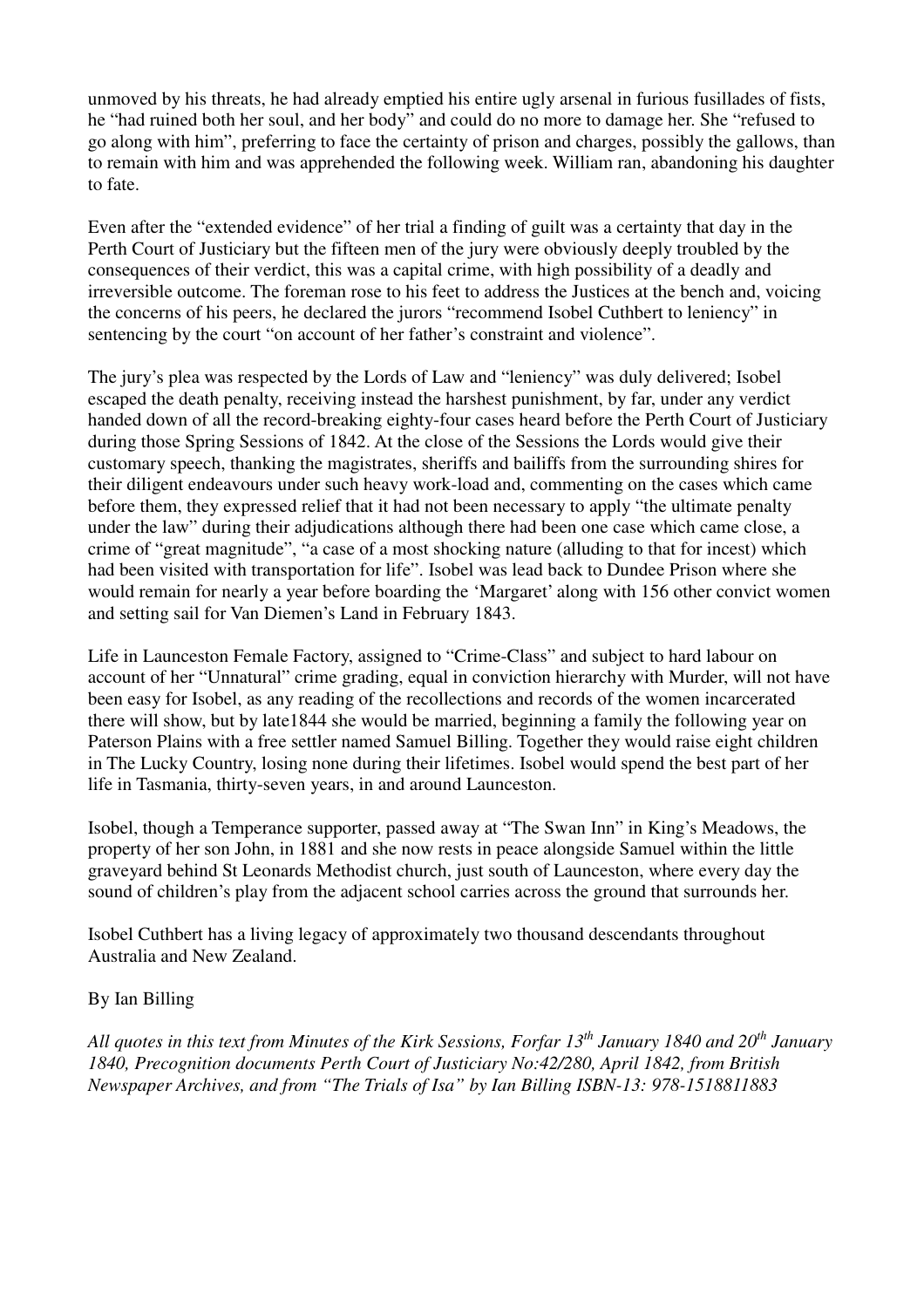unmoved by his threats, he had already emptied his entire ugly arsenal in furious fusillades of fists, he "had ruined both her soul, and her body" and could do no more to damage her. She "refused to go along with him", preferring to face the certainty of prison and charges, possibly the gallows, than to remain with him and was apprehended the following week. William ran, abandoning his daughter to fate.

Even after the "extended evidence" of her trial a finding of guilt was a certainty that day in the Perth Court of Justiciary but the fifteen men of the jury were obviously deeply troubled by the consequences of their verdict, this was a capital crime, with high possibility of a deadly and irreversible outcome. The foreman rose to his feet to address the Justices at the bench and, voicing the concerns of his peers, he declared the jurors "recommend Isobel Cuthbert to leniency" in sentencing by the court "on account of her father's constraint and violence".

The jury's plea was respected by the Lords of Law and "leniency" was duly delivered; Isobel escaped the death penalty, receiving instead the harshest punishment, by far, under any verdict handed down of all the record-breaking eighty-four cases heard before the Perth Court of Justiciary during those Spring Sessions of 1842. At the close of the Sessions the Lords would give their customary speech, thanking the magistrates, sheriffs and bailiffs from the surrounding shires for their diligent endeavours under such heavy work-load and, commenting on the cases which came before them, they expressed relief that it had not been necessary to apply "the ultimate penalty under the law" during their adjudications although there had been one case which came close, a crime of "great magnitude", "a case of a most shocking nature (alluding to that for incest) which had been visited with transportation for life". Isobel was lead back to Dundee Prison where she would remain for nearly a year before boarding the 'Margaret' along with 156 other convict women and setting sail for Van Diemen's Land in February 1843.

Life in Launceston Female Factory, assigned to "Crime-Class" and subject to hard labour on account of her "Unnatural" crime grading, equal in conviction hierarchy with Murder, will not have been easy for Isobel, as any reading of the recollections and records of the women incarcerated there will show, but by late1844 she would be married, beginning a family the following year on Paterson Plains with a free settler named Samuel Billing. Together they would raise eight children in The Lucky Country, losing none during their lifetimes. Isobel would spend the best part of her life in Tasmania, thirty-seven years, in and around Launceston.

Isobel, though a Temperance supporter, passed away at "The Swan Inn" in King's Meadows, the property of her son John, in 1881 and she now rests in peace alongside Samuel within the little graveyard behind St Leonards Methodist church, just south of Launceston, where every day the sound of children's play from the adjacent school carries across the ground that surrounds her.

Isobel Cuthbert has a living legacy of approximately two thousand descendants throughout Australia and New Zealand.

By Ian Billing

*All quotes in this text from Minutes of the Kirk Sessions, Forfar 13th January 1840 and 20th January 1840, Precognition documents Perth Court of Justiciary No:42/280, April 1842, from British Newspaper Archives, and from "The Trials of Isa" by Ian Billing ISBN-13: 978-1518811883*